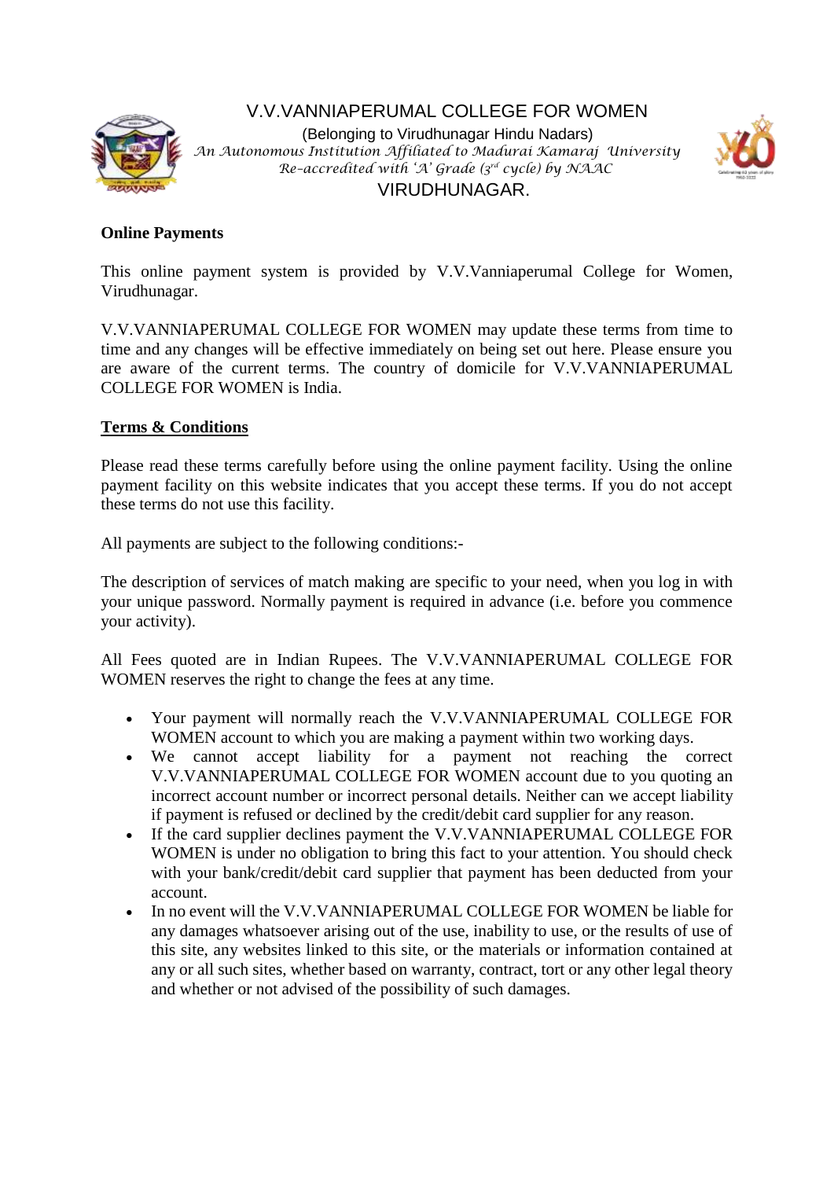# V.V.VANNIAPERUMAL COLLEGE FOR WOMEN

(Belonging to Virudhunagar Hindu Nadars)

*An Autonomous Institution Affiliated to Madurai Kamaraj University*

*Re-accredited with 'A' Grade (3rd cycle) by NAAC*

VIRUDHUNAGAR.

**Online Payments**

This online payment system is provided by V.V.Vanniaperumal College for Women, Virudhunagar.

V.V.VANNIAPERUMAL COLLEGE FOR WOMEN may update these terms from time to time and any changes will be effective immediately on being set out here. Please ensure you are aware of the current terms. The country of domicile for V.V.VANNIAPERUMAL COLLEGE FOR WOMEN is India.

**Terms & Conditions**

Please read these terms carefully before using the online payment facility. Using the online payment facility on this website indicates that you accept these terms. If you do not accept these terms do not use this facility.

All payments are subject to the following conditions:-

The description of services of match making are specific to your need, when you log in with your unique password. Normally payment is required in advance (i.e. before you commence your activity).

All Fees quoted are in Indian Rupees. The V.V.VANNIAPERUMAL COLLEGE FOR WOMEN reserves the right to change the fees at any time.

- Your payment will normally reach the V.V.VANNIAPERUMAL COLLEGE FOR WOMEN account to which you are making a payment within two working days.
- We cannot accept liability for a payment not reaching the correct V.V.VANNIAPERUMAL COLLEGE FOR WOMEN account due to you quoting an incorrect account number or incorrect personal details. Neither can we accept liability if payment is refused or declined by the credit/debit card supplier for any reason.
- If the card supplier declines payment the V.V.VANNIAPERUMAL COLLEGE FOR WOMEN is under no obligation to bring this fact to your attention. You should check with your bank/credit/debit card supplier that payment has been deducted from your account.
- In no event will the V.V.VANNIAPERUMAL COLLEGE FOR WOMEN be liable for any damages whatsoever arising out of the use, inability to use, or the results of use of this site, any websites linked to this site, or the materials or information contained at any or all such sites, whether based on warranty, contract, tort or any other legal theory and whether or not advised of the possibility of such damages.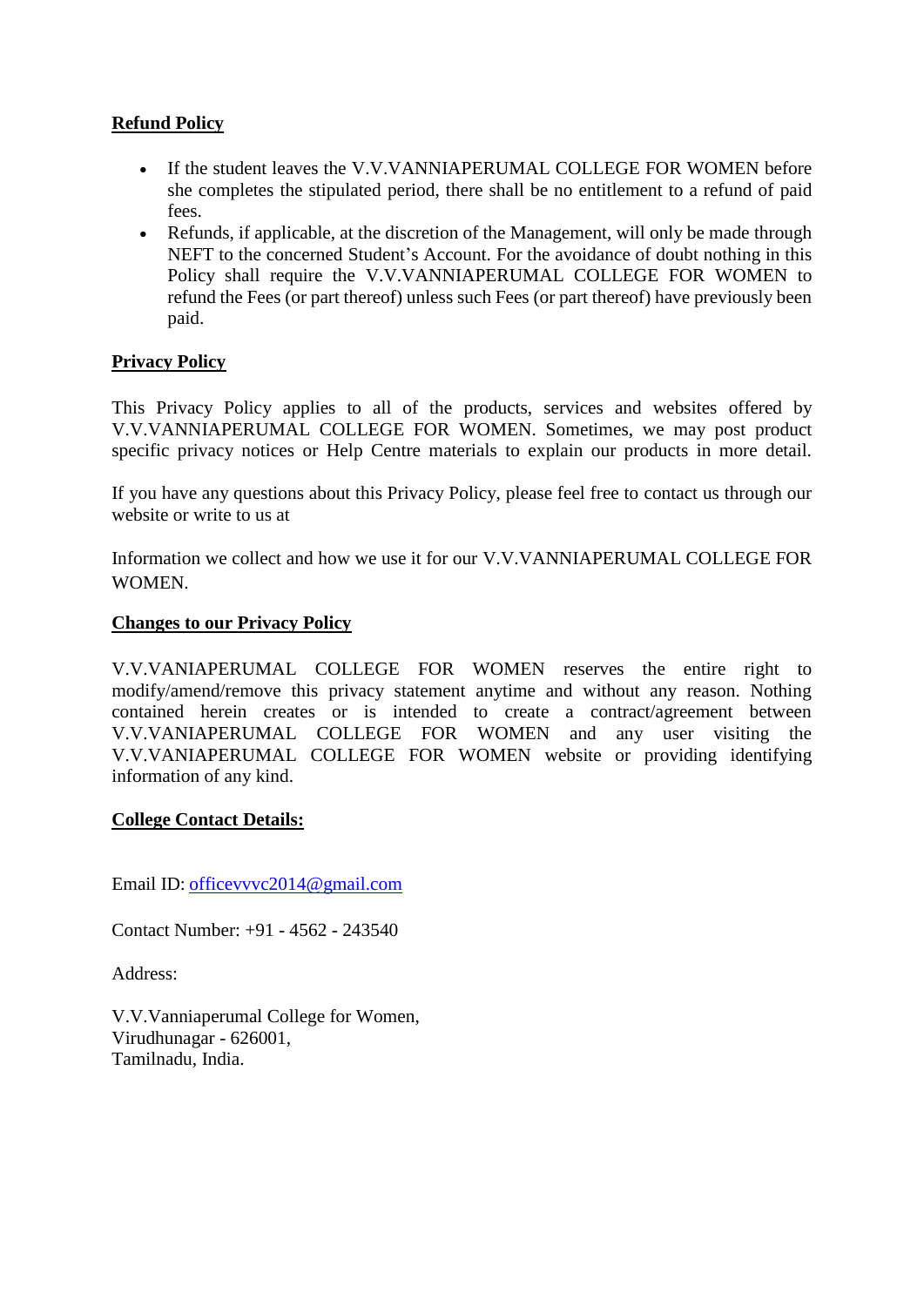## Refund Policy

- If the student leaves the V.V.VANNIAPERUMAL COLLEGE FOR WOMEN before she completes the stipulated period, there shall be no entitlement to a refund of paid fees.
- Refunds, if applicable, at the discretion of the Management, will only be made through NEFT to the concerned Student's Account. For the avoidance of doubt nothing in this Policy shall require the V.V.VANNIAPERUMAL COLLEGE FOR WOMEN to refund the Fees (or part thereof) unless such Fees (or part thereof) have previously been paid.

## Privacy Policy

This Privacy Policy applies to all of the products, services and websites offered by V.V.VANNIAPERUMAL COLLEGE FOR WOMEN. Sometimes, we may post product specific privacy notices or Help Centre materials to explain our products in more detail.

If you have any questions about this Privacy Policy, please feel free to contact us through our website or write to us at

Information we collect and how we use it for our V.V.VANNIAPERUMAL COLLEGE FOR WOMEN.

## Changes to our Privacy Policy

V.V.VANIAPERUMAL COLLEGE FOR WOMEN reserves the entire right to modify/amend/remove this privacy statement anytime and without any reason. Nothing contained herein creates or is intended to create a contract/agreement between V.V.VANIAPERUMAL COLLEGE FOR WOMEN and any user visiting the V.V.VANIAPERUMAL COLLEGE FOR WOMEN website or providing identifying information of any kind.

## College Contact Details:

Email ID: officevvvc2014@gmail.com

Contact Number: +91 - 4562 - 243540

Address:

V.V.Vanniaperumal College for Women,
Virudhunagar - 626001,
Tamilnadu, India.